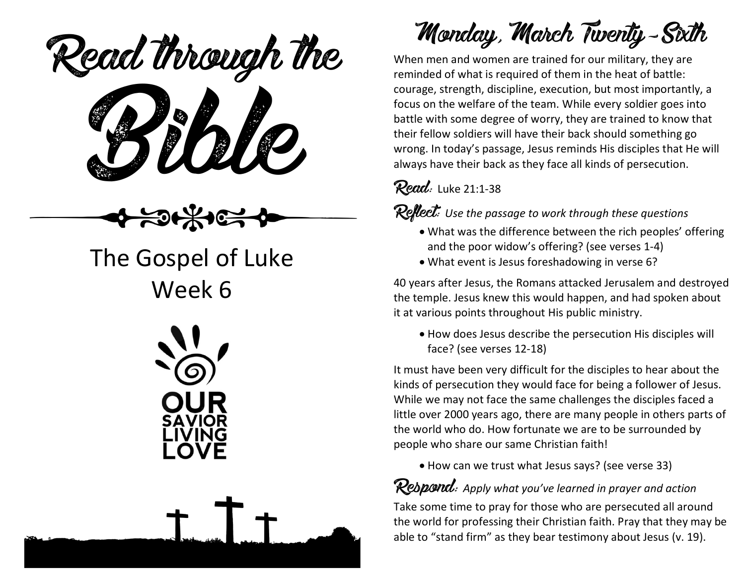# Read through the Bible

The Gospel of Luke
Week 6

OUR SAVIOR LIVING LOVE

## Monday, March Twenty-Sixth

When men and women are trained for our military, they are reminded of what is required of them in the heat of battle: courage, strength, discipline, execution, but most importantly, a focus on the welfare of the team. While every soldier goes into battle with some degree of worry, they are trained to know that their fellow soldiers will have their back should something go wrong. In today's passage, Jesus reminds His disciples that He will always have their back as they face all kinds of persecution.

**Read:** Luke 21:1-38

**Reflect:** *Use the passage to work through these questions*

- What was the difference between the rich peoples' offering and the poor widow's offering? (see verses 1-4)
- What event is Jesus foreshadowing in verse 6?

40 years after Jesus, the Romans attacked Jerusalem and destroyed the temple. Jesus knew this would happen, and had spoken about it at various points throughout His public ministry.

- How does Jesus describe the persecution His disciples will face? (see verses 12-18)

It must have been very difficult for the disciples to hear about the kinds of persecution they would face for being a follower of Jesus. While we may not face the same challenges the disciples faced a little over 2000 years ago, there are many people in others parts of the world who do. How fortunate we are to be surrounded by people who share our same Christian faith!

- How can we trust what Jesus says? (see verse 33)

**Respond:** *Apply what you've learned in prayer and action*

Take some time to pray for those who are persecuted all around the world for professing their Christian faith. Pray that they may be able to "stand firm" as they bear testimony about Jesus (v. 19).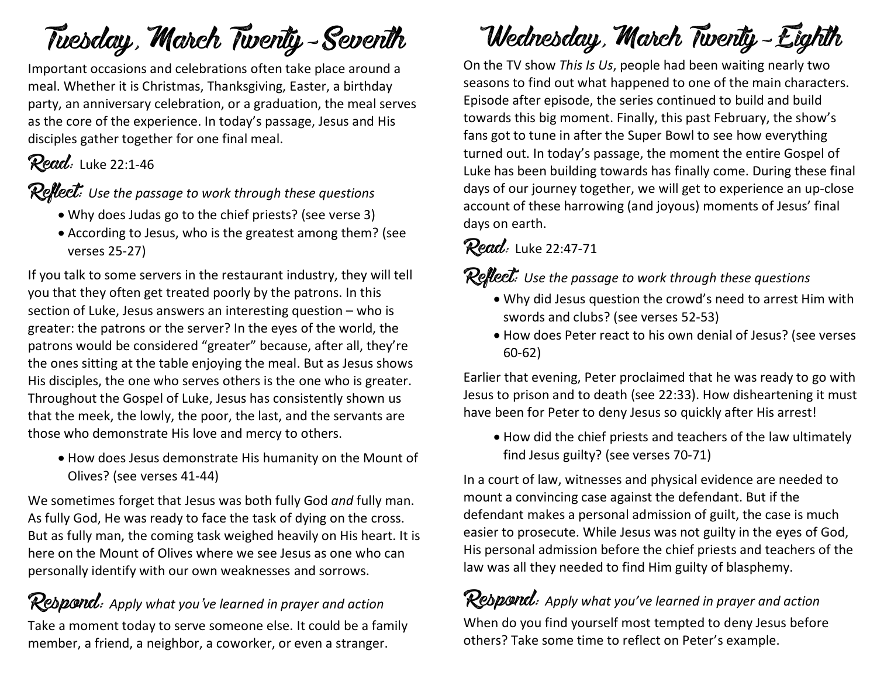# Tuesday, March Twenty-Seventh

Important occasions and celebrations often take place around a meal. Whether it is Christmas, Thanksgiving, Easter, a birthday party, an anniversary celebration, or a graduation, the meal serves as the core of the experience. In today's passage, Jesus and His disciples gather together for one final meal.

**Read:** Luke 22:1-46

**Reflect:** *Use the passage to work through these questions*

- Why does Judas go to the chief priests? (see verse 3)
- According to Jesus, who is the greatest among them? (see verses 25-27)

If you talk to some servers in the restaurant industry, they will tell you that they often get treated poorly by the patrons. In this section of Luke, Jesus answers an interesting question – who is greater: the patrons or the server? In the eyes of the world, the patrons would be considered "greater" because, after all, they're the ones sitting at the table enjoying the meal. But as Jesus shows His disciples, the one who serves others is the one who is greater. Throughout the Gospel of Luke, Jesus has consistently shown us that the meek, the lowly, the poor, the last, and the servants are those who demonstrate His love and mercy to others.

- How does Jesus demonstrate His humanity on the Mount of Olives? (see verses 41-44)

We sometimes forget that Jesus was both fully God *and* fully man. As fully God, He was ready to face the task of dying on the cross. But as fully man, the coming task weighed heavily on His heart. It is here on the Mount of Olives where we see Jesus as one who can personally identify with our own weaknesses and sorrows.

**Respond:** *Apply what you've learned in prayer and action*

Take a moment today to serve someone else. It could be a family member, a friend, a neighbor, a coworker, or even a stranger.

# Wednesday, March Twenty-Eighth

On the TV show *This Is Us*, people had been waiting nearly two seasons to find out what happened to one of the main characters. Episode after episode, the series continued to build and build towards this big moment. Finally, this past February, the show's fans got to tune in after the Super Bowl to see how everything turned out. In today's passage, the moment the entire Gospel of Luke has been building towards has finally come. During these final days of our journey together, we will get to experience an up-close account of these harrowing (and joyous) moments of Jesus' final days on earth.

**Read:** Luke 22:47-71

**Reflect:** *Use the passage to work through these questions*

- Why did Jesus question the crowd's need to arrest Him with swords and clubs? (see verses 52-53)
- How does Peter react to his own denial of Jesus? (see verses 60-62)

Earlier that evening, Peter proclaimed that he was ready to go with Jesus to prison and to death (see 22:33). How disheartening it must have been for Peter to deny Jesus so quickly after His arrest!

- How did the chief priests and teachers of the law ultimately find Jesus guilty? (see verses 70-71)

In a court of law, witnesses and physical evidence are needed to mount a convincing case against the defendant. But if the defendant makes a personal admission of guilt, the case is much easier to prosecute. While Jesus was not guilty in the eyes of God, His personal admission before the chief priests and teachers of the law was all they needed to find Him guilty of blasphemy.

**Respond:** *Apply what you've learned in prayer and action*

When do you find yourself most tempted to deny Jesus before others? Take some time to reflect on Peter's example.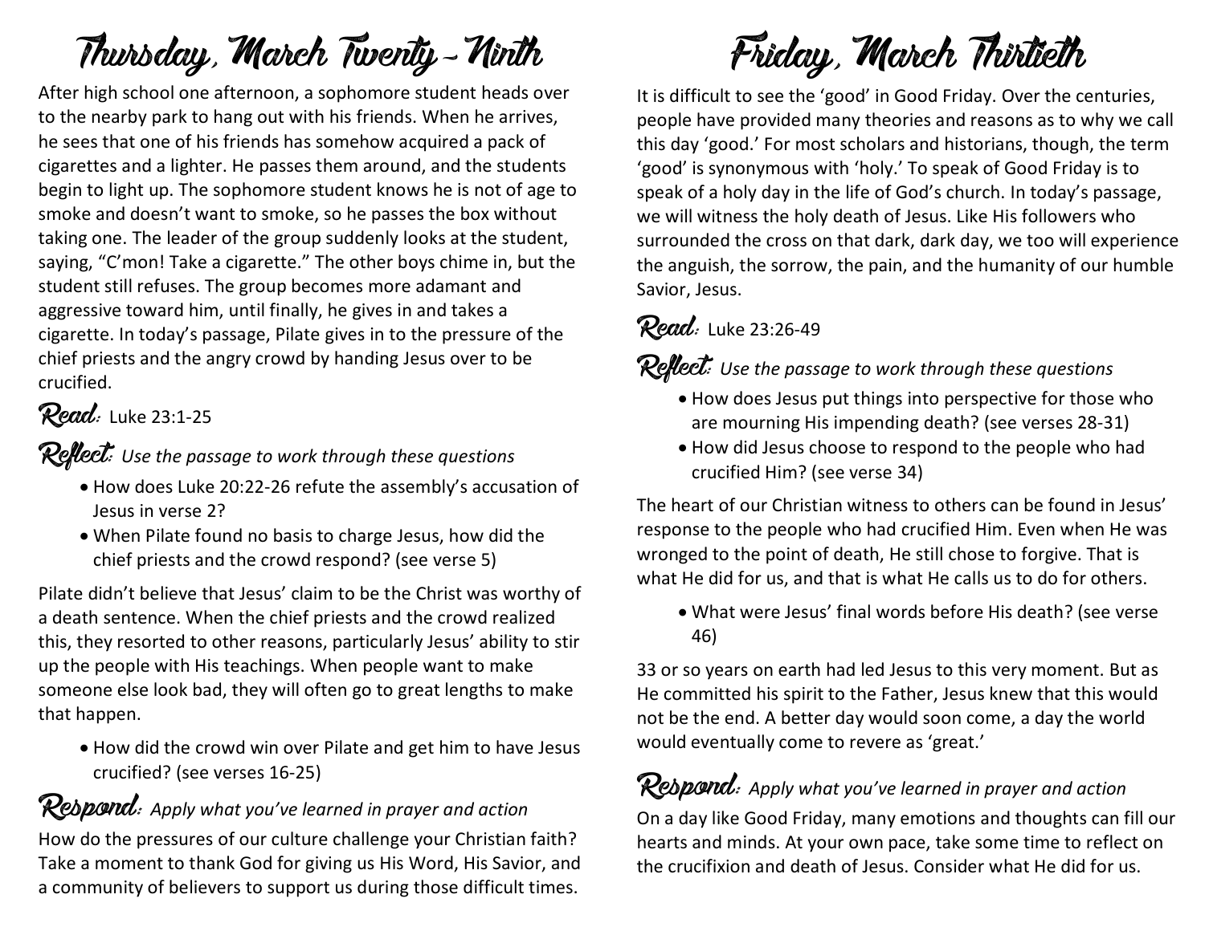# Thursday, March Twenty-Ninth

After high school one afternoon, a sophomore student heads over to the nearby park to hang out with his friends. When he arrives, he sees that one of his friends has somehow acquired a pack of cigarettes and a lighter. He passes them around, and the students begin to light up. The sophomore student knows he is not of age to smoke and doesn't want to smoke, so he passes the box without taking one. The leader of the group suddenly looks at the student, saying, "C'mon! Take a cigarette." The other boys chime in, but the student still refuses. The group becomes more adamant and aggressive toward him, until finally, he gives in and takes a cigarette. In today's passage, Pilate gives in to the pressure of the chief priests and the angry crowd by handing Jesus over to be crucified.

**Read:** Luke 23:1-25

**Reflect:** *Use the passage to work through these questions*

- How does Luke 20:22-26 refute the assembly's accusation of Jesus in verse 2?
- When Pilate found no basis to charge Jesus, how did the chief priests and the crowd respond? (see verse 5)

Pilate didn't believe that Jesus' claim to be the Christ was worthy of a death sentence. When the chief priests and the crowd realized this, they resorted to other reasons, particularly Jesus' ability to stir up the people with His teachings. When people want to make someone else look bad, they will often go to great lengths to make that happen.

- How did the crowd win over Pilate and get him to have Jesus crucified? (see verses 16-25)

**Respond:** *Apply what you've learned in prayer and action*

How do the pressures of our culture challenge your Christian faith? Take a moment to thank God for giving us His Word, His Savior, and a community of believers to support us during those difficult times.

# Friday, March Thirtieth

It is difficult to see the 'good' in Good Friday. Over the centuries, people have provided many theories and reasons as to why we call this day 'good.' For most scholars and historians, though, the term 'good' is synonymous with 'holy.' To speak of Good Friday is to speak of a holy day in the life of God's church. In today's passage, we will witness the holy death of Jesus. Like His followers who surrounded the cross on that dark, dark day, we too will experience the anguish, the sorrow, the pain, and the humanity of our humble Savior, Jesus.

**Read:** Luke 23:26-49

**Reflect:** *Use the passage to work through these questions*

- How does Jesus put things into perspective for those who are mourning His impending death? (see verses 28-31)
- How did Jesus choose to respond to the people who had crucified Him? (see verse 34)

The heart of our Christian witness to others can be found in Jesus' response to the people who had crucified Him. Even when He was wronged to the point of death, He still chose to forgive. That is what He did for us, and that is what He calls us to do for others.

- What were Jesus' final words before His death? (see verse 46)

33 or so years on earth had led Jesus to this very moment. But as He committed his spirit to the Father, Jesus knew that this would not be the end. A better day would soon come, a day the world would eventually come to revere as 'great.'

**Respond:** *Apply what you've learned in prayer and action*

On a day like Good Friday, many emotions and thoughts can fill our hearts and minds. At your own pace, take some time to reflect on the crucifixion and death of Jesus. Consider what He did for us.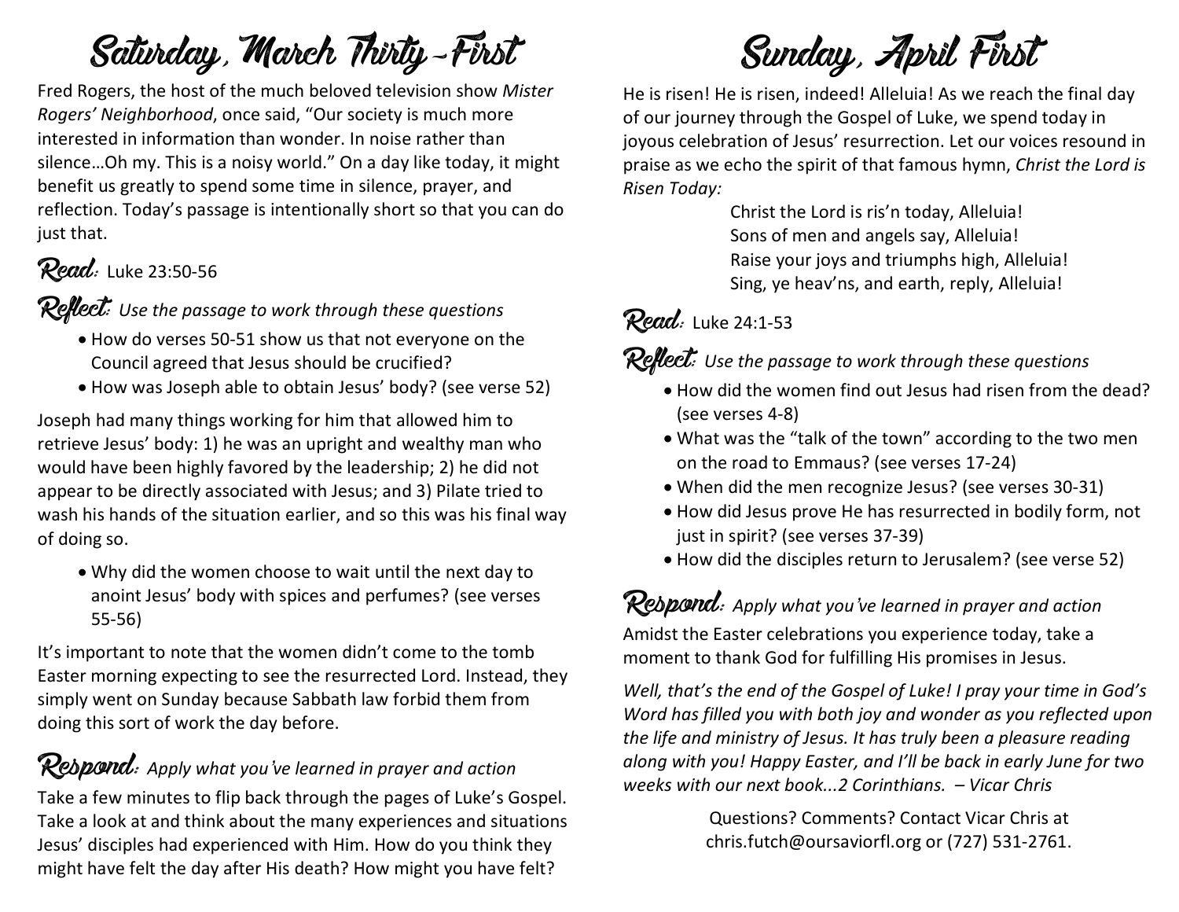# Saturday, March Thirty-First

Fred Rogers, the host of the much beloved television show *Mister Rogers' Neighborhood*, once said, "Our society is much more interested in information than wonder. In noise rather than silence…Oh my. This is a noisy world." On a day like today, it might benefit us greatly to spend some time in silence, prayer, and reflection. Today's passage is intentionally short so that you can do just that.

**Read:** Luke 23:50-56

**Reflect:** *Use the passage to work through these questions*

- How do verses 50-51 show us that not everyone on the Council agreed that Jesus should be crucified?
- How was Joseph able to obtain Jesus' body? (see verse 52)

Joseph had many things working for him that allowed him to retrieve Jesus' body: 1) he was an upright and wealthy man who would have been highly favored by the leadership; 2) he did not appear to be directly associated with Jesus; and 3) Pilate tried to wash his hands of the situation earlier, and so this was his final way of doing so.

- Why did the women choose to wait until the next day to anoint Jesus' body with spices and perfumes? (see verses 55-56)

It's important to note that the women didn't come to the tomb Easter morning expecting to see the resurrected Lord. Instead, they simply went on Sunday because Sabbath law forbid them from doing this sort of work the day before.

**Respond:** *Apply what you've learned in prayer and action*

Take a few minutes to flip back through the pages of Luke's Gospel. Take a look at and think about the many experiences and situations Jesus' disciples had experienced with Him. How do you think they might have felt the day after His death? How might you have felt?

# Sunday, April First

He is risen! He is risen, indeed! Alleluia! As we reach the final day of our journey through the Gospel of Luke, we spend today in joyous celebration of Jesus' resurrection. Let our voices resound in praise as we echo the spirit of that famous hymn, *Christ the Lord is Risen Today:*

> Christ the Lord is ris'n today, Alleluia!
> Sons of men and angels say, Alleluia!
> Raise your joys and triumphs high, Alleluia!
> Sing, ye heav'ns, and earth, reply, Alleluia!

**Read:** Luke 24:1-53

**Reflect:** *Use the passage to work through these questions*

- How did the women find out Jesus had risen from the dead? (see verses 4-8)
- What was the "talk of the town" according to the two men on the road to Emmaus? (see verses 17-24)
- When did the men recognize Jesus? (see verses 30-31)
- How did Jesus prove He has resurrected in bodily form, not just in spirit? (see verses 37-39)
- How did the disciples return to Jerusalem? (see verse 52)

**Respond:** *Apply what you've learned in prayer and action*

Amidst the Easter celebrations you experience today, take a moment to thank God for fulfilling His promises in Jesus.

*Well, that's the end of the Gospel of Luke! I pray your time in God's Word has filled you with both joy and wonder as you reflected upon the life and ministry of Jesus. It has truly been a pleasure reading along with you! Happy Easter, and I'll be back in early June for two weeks with our next book...2 Corinthians. – Vicar Chris*

Questions? Comments? Contact Vicar Chris at chris.futch@oursaviorfl.org or (727) 531-2761.